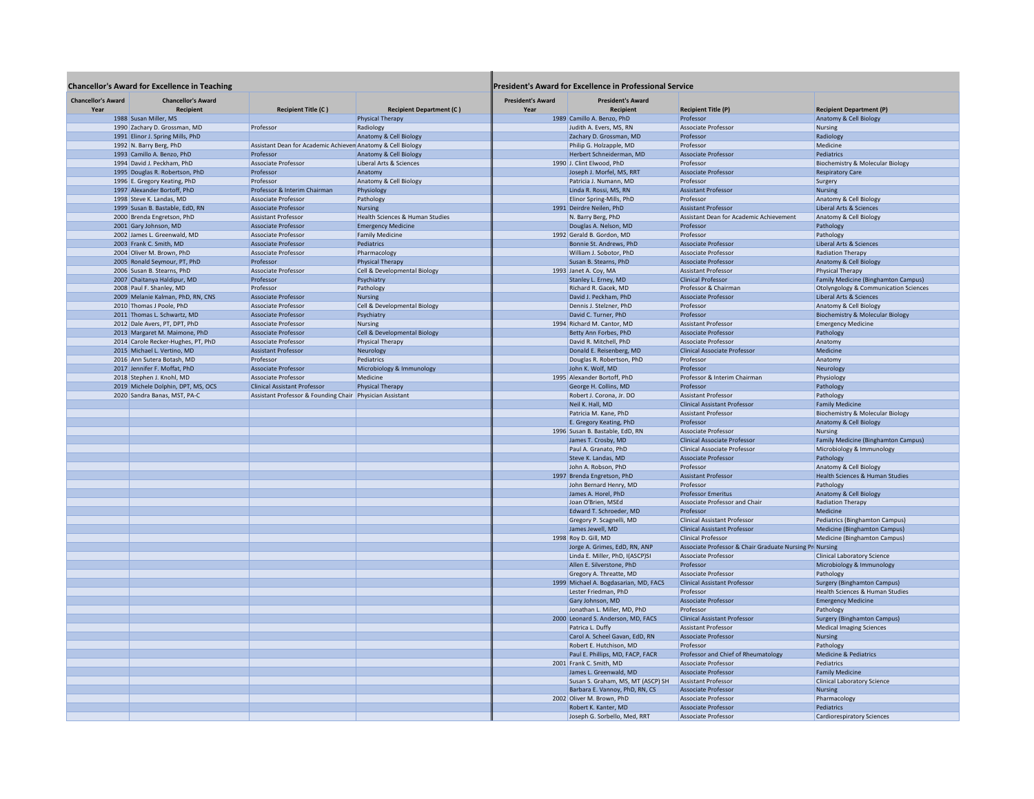## Chancellor's Award for Excellence in Teaching

| Chancellor's Award Year | Chancellor's Award Recipient | Recipient Title (C) | Recipient Department (C) |
|---|---|---|---|
| 1988 | Susan Miller, MS | | Physical Therapy |
| 1990 | Zachary D. Grossman, MD | Professor | Radiology |
| 1991 | Elinor J. Spring Mills, PhD | | Anatomy & Cell Biology |
| 1992 | N. Barry Berg, PhD | Assistant Dean for Academic Achieven | Anatomy & Cell Biology |
| 1993 | Camillo A. Benzo, PhD | Professor | Anatomy & Cell Biology |
| 1994 | David J. Peckham, PhD | Associate Professor | Liberal Arts & Sciences |
| 1995 | Douglas R. Robertson, PhD | Professor | Anatomy |
| 1996 | E. Gregory Keating, PhD | Professor | Anatomy & Cell Biology |
| 1997 | Alexander Bortoff, PhD | Professor & Interim Chairman | Physiology |
| 1998 | Steve K. Landas, MD | Associate Professor | Pathology |
| 1999 | Susan B. Bastable, EdD, RN | Associate Professor | Nursing |
| 2000 | Brenda Engretson, PhD | Assistant Professor | Health Sciences & Human Studies |
| 2001 | Gary Johnson, MD | Associate Professor | Emergency Medicine |
| 2002 | James L. Greenwald, MD | Associate Professor | Family Medicine |
| 2003 | Frank C. Smith, MD | Associate Professor | Pediatrics |
| 2004 | Oliver M. Brown, PhD | Associate Professor | Pharmacology |
| 2005 | Ronald Seymour, PT, PhD | Professor | Physical Therapy |
| 2006 | Susan B. Stearns, PhD | Associate Professor | Cell & Developmental Biology |
| 2007 | Chaitanya Haldipur, MD | Professor | Psychiatry |
| 2008 | Paul F. Shanley, MD | Professor | Pathology |
| 2009 | Melanie Kalman, PhD, RN, CNS | Associate Professor | Nursing |
| 2010 | Thomas J Poole, PhD | Associate Professor | Cell & Developmental Biology |
| 2011 | Thomas L. Schwartz, MD | Associate Professor | Psychiatry |
| 2012 | Dale Avers, PT, DPT, PhD | Associate Professor | Nursing |
| 2013 | Margaret M. Maimone, PhD | Associate Professor | Cell & Developmental Biology |
| 2014 | Carole Recker-Hughes, PT, PhD | Associate Professor | Physical Therapy |
| 2015 | Michael L. Vertino, MD | Assistant Professor | Neurology |
| 2016 | Ann Sutera Botash, MD | Professor | Pediatrics |
| 2017 | Jennifer F. Moffat, PhD | Associate Professor | Microbiology & Immunology |
| 2018 | Stephen J. Knohl, MD | Associate Professor | Medicine |
| 2019 | Michele Dolphin, DPT, MS, OCS | Clinical Assistant Professor | Physical Therapy |
| 2020 | Sandra Banas, MST, PA-C | Assistant Professor & Founding Chair | Physician Assistant |

## President's Award for Excellence in Professional Service

| President's Award Year | President's Award Recipient | Recipient Title (P) | Recipient Department (P) |
|---|---|---|---|
| 1989 | Camillo A. Benzo, PhD | Professor | Anatomy & Cell Biology |
| | Judith A. Evers, MS, RN | Associate Professor | Nursing |
| | Zachary D. Grossman, MD | Professor | Radiology |
| | Philip G. Holzapple, MD | Professor | Medicine |
| | Herbert Schneiderman, MD | Associate Professor | Pediatrics |
| 1990 | J. Clint Elwood, PhD | Professor | Biochemistry & Molecular Biology |
| | Joseph J. Morfel, MS, RRT | Associate Professor | Respiratory Care |
| | Patricia J. Numann, MD | Professor | Surgery |
| | Linda R. Rossi, MS, RN | Assistant Professor | Nursing |
| | Elinor Spring-Mills, PhD | Professor | Anatomy & Cell Biology |
| 1991 | Deirdre Neilen, PhD | Assistant Professor | Liberal Arts & Sciences |
| | N. Barry Berg, PhD | Assistant Dean for Academic Achievement | Anatomy & Cell Biology |
| | Douglas A. Nelson, MD | Professor | Pathology |
| 1992 | Gerald B. Gordon, MD | Professor | Pathology |
| | Bonnie St. Andrews, PhD | Associate Professor | Liberal Arts & Sciences |
| | William J. Sobotor, PhD | Associate Professor | Radiation Therapy |
| | Susan B. Stearns, PhD | Associate Professor | Anatomy & Cell Biology |
| 1993 | Janet A. Coy, MA | Assistant Professor | Physical Therapy |
| | Stanley L. Erney, MD | Clinical Professor | Family Medicine (Binghamton Campus) |
| | Richard R. Gacek, MD | Professor & Chairman | Otolyngology & Communication Sciences |
| | David J. Peckham, PhD | Associate Professor | Liberal Arts & Sciences |
| | Dennis J. Stelzner, PhD | Professor | Anatomy & Cell Biology |
| | David C. Turner, PhD | Professor | Biochemistry & Molecular Biology |
| 1994 | Richard M. Cantor, MD | Assistant Professor | Emergency Medicine |
| | Betty Ann Forbes, PhD | Associate Professor | Pathology |
| | David R. Mitchell, PhD | Associate Professor | Anatomy |
| | Donald E. Reisenberg, MD | Clinical Associate Professor | Medicine |
| | Douglas R. Robertson, PhD | Professor | Anatomy |
| | John K. Wolf, MD | Professor | Neurology |
| 1995 | Alexander Bortoff, PhD | Professor & Interim Chairman | Physiology |
| | George H. Collins, MD | Professor | Pathology |
| | Robert J. Corona, Jr. DO | Assistant Professor | Pathology |
| | Neil K. Hall, MD | Clinical Assistant Professor | Family Medicine |
| | Patricia M. Kane, PhD | Assistant Professor | Biochemistry & Molecular Biology |
| | E. Gregory Keating, PhD | Professor | Anatomy & Cell Biology |
| 1996 | Susan B. Bastable, EdD, RN | Associate Professor | Nursing |
| | James T. Crosby, MD | Clinical Associate Professor | Family Medicine (Binghamton Campus) |
| | Paul A. Granato, PhD | Clinical Associate Professor | Microbiology & Immunology |
| | Steve K. Landas, MD | Associate Professor | Pathology |
| | John A. Robson, PhD | Professor | Anatomy & Cell Biology |
| 1997 | Brenda Engretson, PhD | Assistant Professor | Health Sciences & Human Studies |
| | John Bernard Henry, MD | Professor | Pathology |
| | James A. Horel, PhD | Professor Emeritus | Anatomy & Cell Biology |
| | Joan O'Brien, MSEd | Associate Professor and Chair | Radiation Therapy |
| | Edward T. Schroeder, MD | Professor | Medicine |
| | Gregory P. Scagnelli, MD | Clinical Assistant Professor | Pediatrics (Binghamton Campus) |
| | James Jewell, MD | Clinical Assistant Professor | Medicine (Binghamton Campus) |
| 1998 | Roy D. Gill, MD | Clinical Professor | Medicine (Binghamton Campus) |
| | Jorge A. Grimes, EdD, RN, ANP | Associate Professor & Chair Graduate Nursing Pr | Nursing |
| | Linda E. Miller, PhD, I(ASCP)SI | Associate Professor | Clinical Laboratory Science |
| | Allen E. Silverstone, PhD | Professor | Microbiology & Immunology |
| | Gregory A. Threatte, MD | Associate Professor | Pathology |
| 1999 | Michael A. Bogdasarian, MD, FACS | Clinical Assistant Professor | Surgery (Binghamton Campus) |
| | Lester Friedman, PhD | Professor | Health Sciences & Human Studies |
| | Gary Johnson, MD | Associate Professor | Emergency Medicine |
| | Jonathan L. Miller, MD, PhD | Professor | Pathology |
| 2000 | Leonard S. Anderson, MD, FACS | Clinical Assistant Professor | Surgery (Binghamton Campus) |
| | Patrica L. Duffy | Assistant Professor | Medical Imaging Sciences |
| | Carol A. Scheel Gavan, EdD, RN | Associate Professor | Nursing |
| | Robert E. Hutchison, MD | Professor | Pathology |
| | Paul E. Phillips, MD, FACP, FACR | Professor and Chief of Rheumatology | Medicine & Pediatrics |
| 2001 | Frank C. Smith, MD | Associate Professor | Pediatrics |
| | James L. Greenwald, MD | Associate Professor | Family Medicine |
| | Susan S. Graham, MS, MT (ASCP) SH | Assistant Professor | Clinical Laboratory Science |
| | Barbara E. Vannoy, PhD, RN, CS | Associate Professor | Nursing |
| 2002 | Oliver M. Brown, PhD | Associate Professor | Pharmacology |
| | Robert K. Kanter, MD | Associate Professor | Pediatrics |
| | Joseph G. Sorbello, Med, RRT | Associate Professor | Cardiorespiratory Sciences |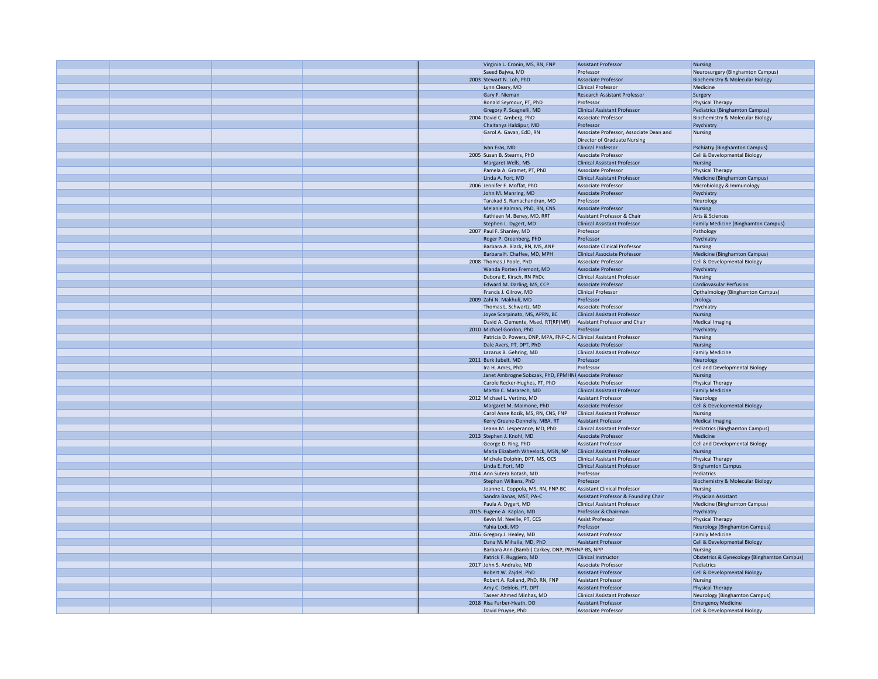| | | | | | | | |
|---|---|---|---|---|---|---|---|
| | | | | | Virginia L. Cronin, MS, RN, FNP | Assistant Professor | Nursing |
| | | | | | Saeed Bajwa, MD | Professor | Neurosurgery (Binghamton Campus) |
| | | | | 2003 | Stewart N. Loh, PhD | Associate Professor | Biochemistry & Molecular Biology |
| | | | | | Lynn Cleary, MD | Clinical Professor | Medicine |
| | | | | | Gary F. Nieman | Research Assistant Professor | Surgery |
| | | | | | Ronald Seymour, PT, PhD | Professor | Physical Therapy |
| | | | | | Gregory P. Scagnelli, MD | Clinical Assistant Professor | Pediatrics (Binghamton Campus) |
| | | | | 2004 | David C. Amberg, PhD | Associate Professor | Biochemistry & Molecular Biology |
| | | | | | Chaitanya Haldipur, MD | Professor | Psychiatry |
| | | | | | Garol A. Gavan, EdD, RN | Associate Professor, Associate Dean and Director of Graduate Nursing | Nursing |
| | | | | | Ivan Fras, MD | Clinical Professor | Pschiatry (Binghamton Campus) |
| | | | | 2005 | Susan B. Stearns, PhD | Associate Professor | Cell & Developmental Biology |
| | | | | | Margaret Wells, MS | Clinical Assistant Professor | Nursing |
| | | | | | Pamela A. Gramet, PT, PhD | Associate Professor | Physical Therapy |
| | | | | | Linda A. Fort, MD | Clinical Assistant Professor | Medicine (Binghamton Campus) |
| | | | | 2006 | Jennifer F. Moffat, PhD | Associate Professor | Microbiology & Immunology |
| | | | | | John M. Manring, MD | Associate Professor | Psychiatry |
| | | | | | Tarakad S. Ramachandran, MD | Professor | Neurology |
| | | | | | Melanie Kalman, PhD, RN, CNS | Associate Professor | Nursing |
| | | | | | Kathleen M. Beney, MD, RRT | Assistant Professor & Chair | Arts & Sciences |
| | | | | | Stephen L. Dygert, MD | Clinical Assistant Professor | Family Medicine (Binghamton Campus) |
| | | | | 2007 | Paul F. Shanley, MD | Professor | Pathology |
| | | | | | Roger P. Greenberg, PhD | Professor | Psychiatry |
| | | | | | Barbara A. Black, RN, MS, ANP | Associate Clinical Professor | Nursing |
| | | | | | Barbara H. Chaffee, MD, MPH | Clinical Associate Professor | Medicine (Binghamton Campus) |
| | | | | 2008 | Thomas J Poole, PhD | Associate Professor | Cell & Developmental Biology |
| | | | | | Wanda Porten Fremont, MD | Associate Professor | Psychiatry |
| | | | | | Debora E. Kirsch, RN PhDc | Clinical Assistant Professor | Nursing |
| | | | | | Edward M. Darling, MS, CCP | Associate Professor | Cardiovasular Perfusion |
| | | | | | Francis J. Gilrow, MD | Clinical Professor | Opthalmology (Binghamton Campus) |
| | | | | 2009 | Zahi N. Makhuli, MD | Professor | Urology |
| | | | | | Thomas L. Schwartz, MD | Associate Professor | Psychiatry |
| | | | | | Joyce Scarpinato, MS, APRN, BC | Clinical Assistant Professor | Nursing |
| | | | | | David A. Clemente, Msed, RT(RP(MR) | Assistant Professor and Chair | Medical Imaging |
| | | | | 2010 | Michael Gordon, PhD | Professor | Psychiatry |
| | | | | | Patricia D. Powers, DNP, MPA, FNP-C, N | Clinical Assistant Professor | Nursing |
| | | | | | Dale Avers, PT, DPT, PhD | Associate Professor | Nursing |
| | | | | | Lazarus B. Gehring, MD | Clinical Assistant Professor | Family Medicine |
| | | | | 2011 | Burk Jubelt, MD | Professor | Neurology |
| | | | | | Ira H. Ames, PhD | Professor | Cell and Developmental Biology |
| | | | | | Janet Ambrogne Sobczak, PhD, FPMHNI | Associate Professor | Nursing |
| | | | | | Carole Recker-Hughes, PT, PhD | Associate Professor | Physical Therapy |
| | | | | | Martin C. Masarech, MD | Clinical Assistant Professor | Family Medicine |
| | | | | 2012 | Michael L. Vertino, MD | Assistant Professor | Neurology |
| | | | | | Margaret M. Maimone, PhD | Associate Professor | Cell & Developmental Biology |
| | | | | | Carol Anne Kozik, MS, RN, CNS, FNP | Clinical Assistant Professor | Nursing |
| | | | | | Kerry Greene-Donnelly, MBA, RT | Assistant Professor | Medical Imaging |
| | | | | | Leann M. Lesperance, MD, PhD | Clinical Assistant Professor | Pediatrics (Binghamton Campus) |
| | | | | 2013 | Stephen J. Knohl, MD | Associate Professor | Medicine |
| | | | | | George D. Ring, PhD | Assistant Professor | Cell and Developmental Biology |
| | | | | | Maria Elizabeth Wheelock, MSN, NP | Clinical Assistant Professor | Nursing |
| | | | | | Michele Dolphin, DPT, MS, OCS | Clinical Assistant Professor | Physical Therapy |
| | | | | | Linda E. Fort, MD | Clinical Assistant Professor | Binghamton Campus |
| | | | | 2014 | Ann Sutera Botash, MD | Professor | Pediatrics |
| | | | | | Stephan Wilkens, PhD | Professor | Biochemistry & Molecular Biology |
| | | | | | Joanne L. Coppola, MS, RN, FNP-BC | Assistant Clinical Professor | Nursing |
| | | | | | Sandra Banas, MST, PA-C | Assistant Professor & Founding Chair | Physician Assistant |
| | | | | | Paula A. Dygert, MD | Clinical Assistant Professor | Medicine (Binghamton Campus) |
| | | | | 2015 | Eugene A. Kaplan, MD | Professor & Chairman | Psychiatry |
| | | | | | Kevin M. Neville, PT, CCS | Assist Professor | Physical Therapy |
| | | | | | Yahia Lodi, MD | Professor | Neurology (Binghamton Campus) |
| | | | | 2016 | Gregory J. Healey, MD | Assistant Professor | Family Medicine |
| | | | | | Dana M. Mihaila, MD, PhD | Assistant Professor | Cell & Developmental Biology |
| | | | | | Barbara Ann (Bambi) Carkey, DNP, PMHNP-BS, NPP | | Nursing |
| | | | | | Patrick F. Ruggiero, MD | Clinical Instructor | Obstetrics & Gynecology (Binghamton Campus) |
| | | | | 2017 | John S. Andrake, MD | Associate Professor | Pediatrics |
| | | | | | Robert W. Zajdel, PhD | Assistant Professor | Cell & Developmental Biology |
| | | | | | Robert A. Rolland, PhD, RN, FNP | Assistant Professor | Nursing |
| | | | | | Amy C. Deblois, PT, DPT | Assistant Professor | Physical Therapy |
| | | | | | Taseer Ahmed Minhas, MD | Clinical Assistant Professor | Neurology (Binghamton Campus) |
| | | | | 2018 | Risa Farber-Heath, DO | Assistant Professor | Emergency Medicine |
| | | | | | David Pruyne, PhD | Associate Professor | Cell & Developmental Biology |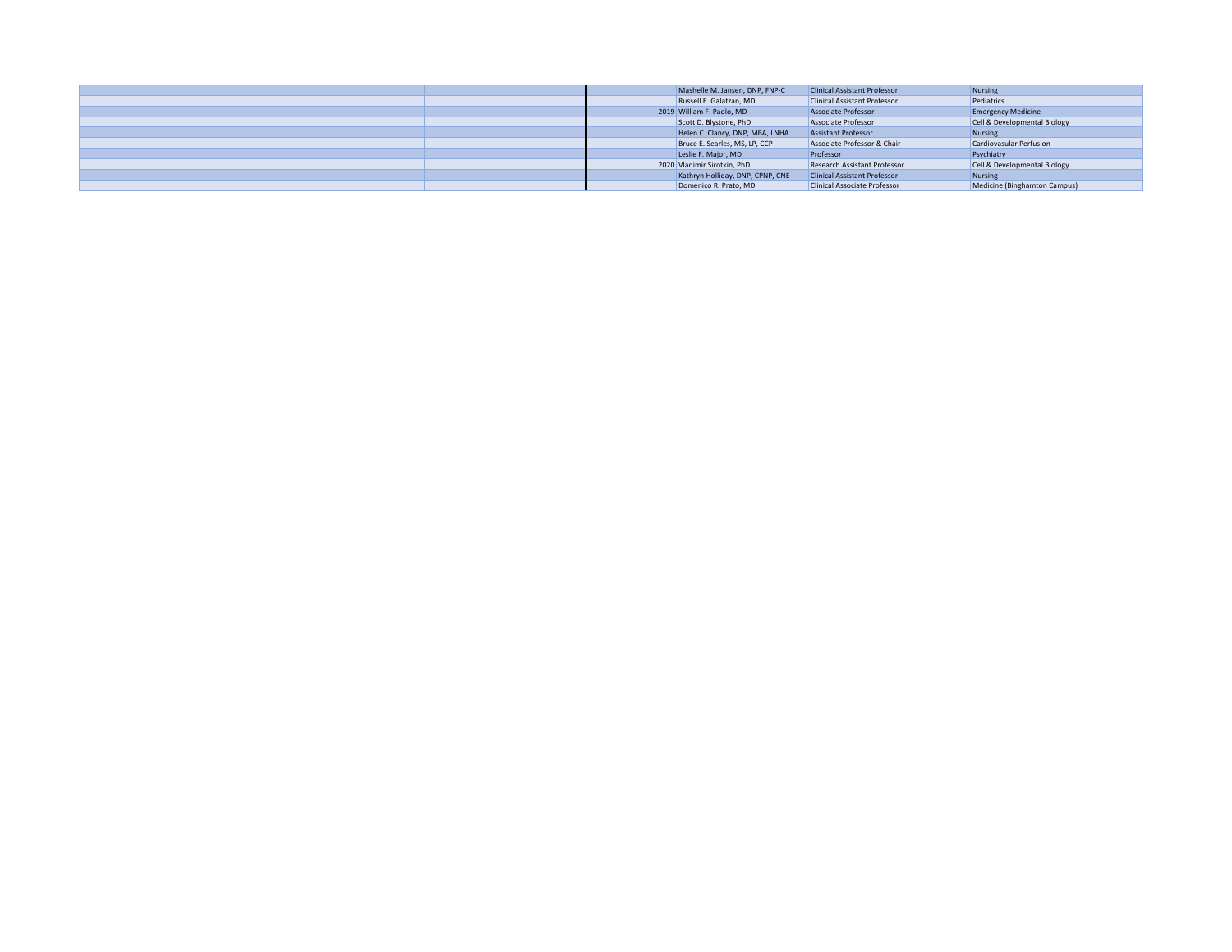| | | | | | | | |
|---|---|---|---|---|---|---|---|
| | | | | | Mashelle M. Jansen, DNP, FNP-C | Clinical Assistant Professor | Nursing |
| | | | | | Russell E. Galatzan, MD | Clinical Assistant Professor | Pediatrics |
| | | | | 2019 | William F. Paolo, MD | Associate Professor | Emergency Medicine |
| | | | | | Scott D. Blystone, PhD | Associate Professor | Cell & Developmental Biology |
| | | | | | Helen C. Clancy, DNP, MBA, LNHA | Assistant Professor | Nursing |
| | | | | | Bruce E. Searles, MS, LP, CCP | Associate Professor & Chair | Cardiovasular Perfusion |
| | | | | | Leslie F. Major, MD | Professor | Psychiatry |
| | | | | 2020 | Vladimir Sirotkin, PhD | Research Assistant Professor | Cell & Developmental Biology |
| | | | | | Kathryn Holliday, DNP, CPNP, CNE | Clinical Assistant Professor | Nursing |
| | | | | | Domenico R. Prato, MD | Clinical Associate Professor | Medicine (Binghamton Campus) |